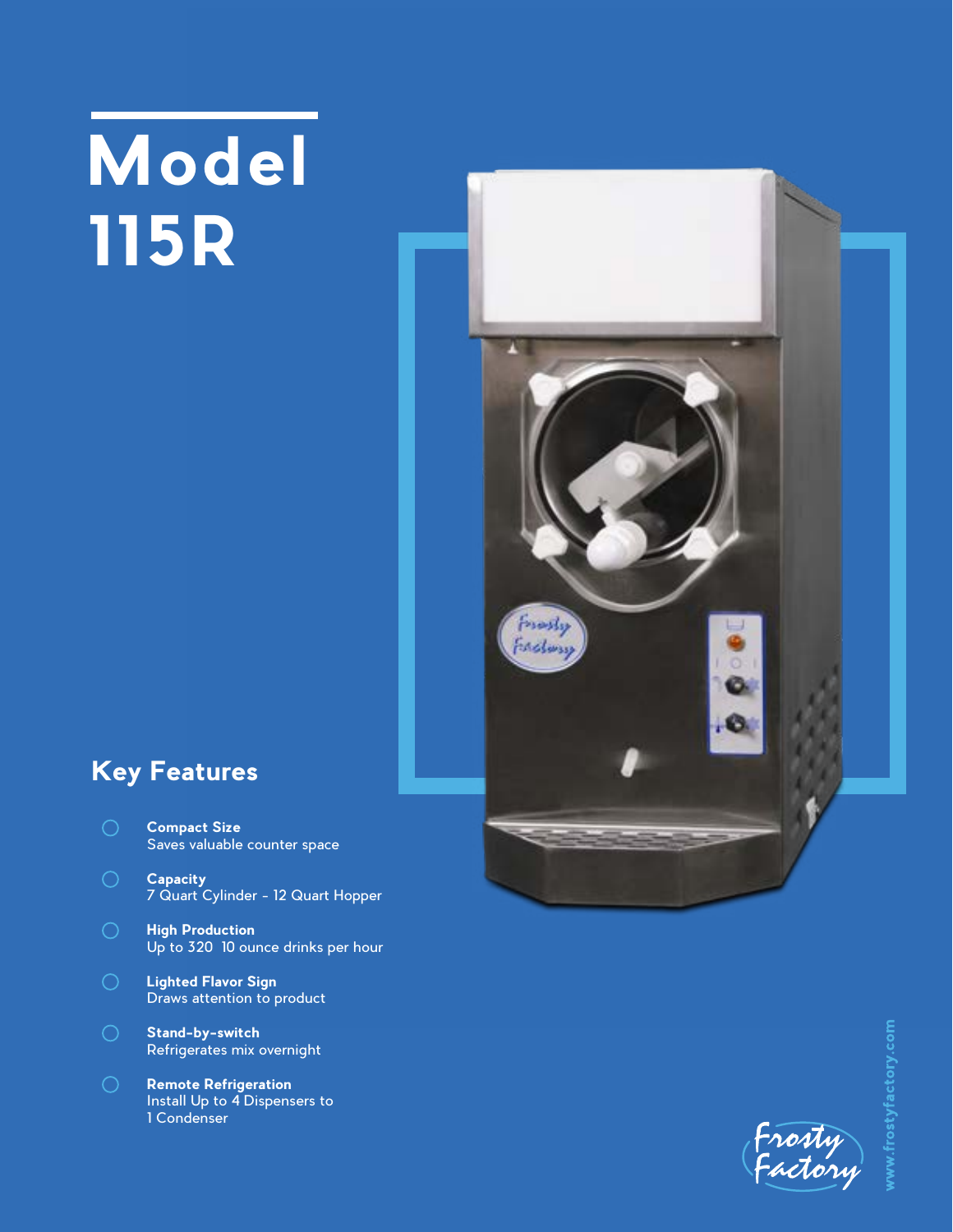# Model 115R

## Key Features

- **Compact Size**
  Saves valuable counter space
- **Capacity**
  7 Quart Cylinder - 12 Quart Hopper
- **High Production**
  Up to 320 10 ounce drinks per hour
- **Lighted Flavor Sign**
  Draws attention to product
- **Stand-by-switch**
  Refrigerates mix overnight
- **Remote Refrigeration**
  Install Up to 4 Dispensers to 1 Condenser

Frosty Factory

www.frostyfactory.com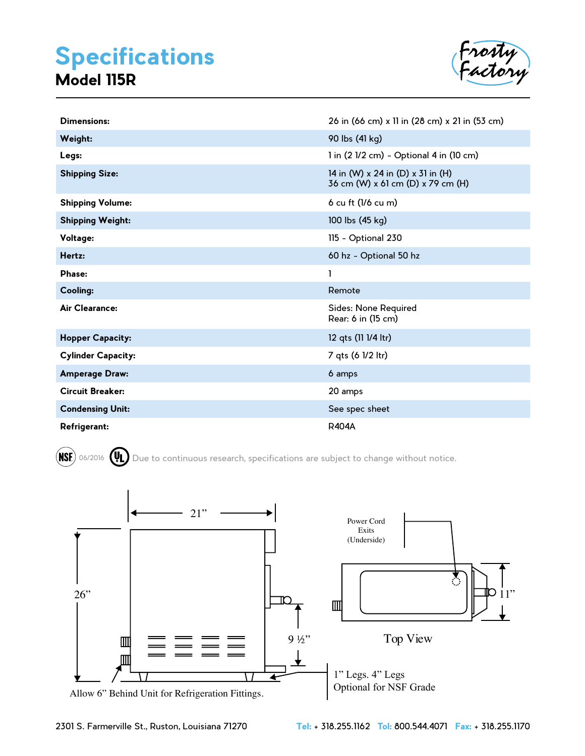# Specifications

## Model 115R

| | |
|---|---|
| **Dimensions:** | 26 in (66 cm) x 11 in (28 cm) x 21 in (53 cm) |
| **Weight:** | 90 lbs (41 kg) |
| **Legs:** | 1 in (2 1/2 cm) - Optional 4 in (10 cm) |
| **Shipping Size:** | 14 in (W) x 24 in (D) x 31 in (H)<br>36 cm (W) x 61 cm (D) x 79 cm (H) |
| **Shipping Volume:** | 6 cu ft (1/6 cu m) |
| **Shipping Weight:** | 100 lbs (45 kg) |
| **Voltage:** | 115 - Optional 230 |
| **Hertz:** | 60 hz - Optional 50 hz |
| **Phase:** | 1 |
| **Cooling:** | Remote |
| **Air Clearance:** | Sides: None Required<br>Rear: 6 in (15 cm) |
| **Hopper Capacity:** | 12 qts (11 1/4 ltr) |
| **Cylinder Capacity:** | 7 qts (6 1/2 ltr) |
| **Amperage Draw:** | 6 amps |
| **Circuit Breaker:** | 20 amps |
| **Condensing Unit:** | See spec sheet |
| **Refrigerant:** | R404A |

NSF 06/2016 UL Due to continuous research, specifications are subject to change without notice.

21”

26”

9 ½”

Allow 6” Behind Unit for Refrigeration Fittings.

1” Legs. 4” Legs Optional for NSF Grade

Power Cord Exits (Underside)

11”

Top View

2301 S. Farmerville St., Ruston, Louisiana 71270 Tel: + 318.255.1162 Tol: 800.544.4071 Fax: + 318.255.1170